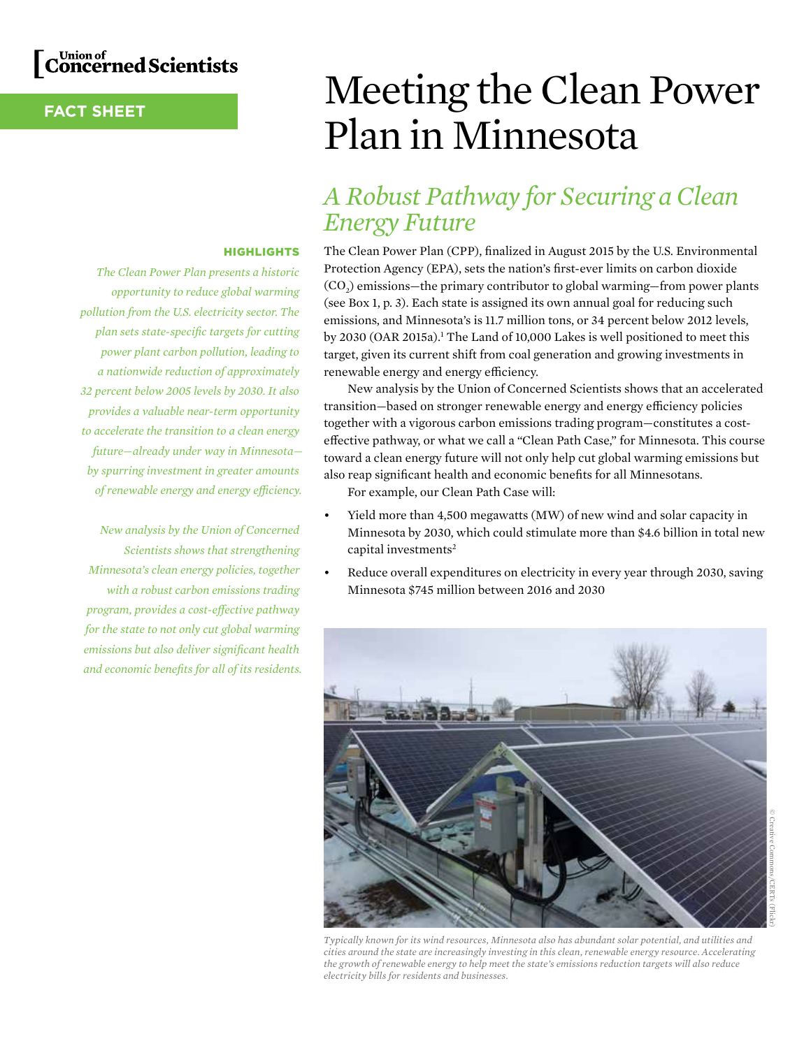Union of Concerned Scientists

**FACT SHEET**

# Meeting the Clean Power Plan in Minnesota

## *A Robust Pathway for Securing a Clean Energy Future*

**HIGHLIGHTS**

*The Clean Power Plan presents a historic opportunity to reduce global warming pollution from the U.S. electricity sector. The plan sets state-specific targets for cutting power plant carbon pollution, leading to a nationwide reduction of approximately 32 percent below 2005 levels by 2030. It also provides a valuable near-term opportunity to accelerate the transition to a clean energy future—already under way in Minnesota—by spurring investment in greater amounts of renewable energy and energy efficiency.*

*New analysis by the Union of Concerned Scientists shows that strengthening Minnesota's clean energy policies, together with a robust carbon emissions trading program, provides a cost-effective pathway for the state to not only cut global warming emissions but also deliver significant health and economic benefits for all of its residents.*

The Clean Power Plan (CPP), finalized in August 2015 by the U.S. Environmental Protection Agency (EPA), sets the nation's first-ever limits on carbon dioxide ($CO_2$) emissions—the primary contributor to global warming—from power plants (see Box 1, p. 3). Each state is assigned its own annual goal for reducing such emissions, and Minnesota's is 11.7 million tons, or 34 percent below 2012 levels, by 2030 (OAR 2015a).[1] The Land of 10,000 Lakes is well positioned to meet this target, given its current shift from coal generation and growing investments in renewable energy and energy efficiency.

New analysis by the Union of Concerned Scientists shows that an accelerated transition—based on stronger renewable energy and energy efficiency policies together with a vigorous carbon emissions trading program—constitutes a cost-effective pathway, or what we call a "Clean Path Case," for Minnesota. This course toward a clean energy future will not only help cut global warming emissions but also reap significant health and economic benefits for all Minnesotans.

For example, our Clean Path Case will:

- Yield more than 4,500 megawatts (MW) of new wind and solar capacity in Minnesota by 2030, which could stimulate more than $4.6 billion in total new capital investments[2]
- Reduce overall expenditures on electricity in every year through 2030, saving Minnesota $745 million between 2016 and 2030

© Creative Commons/CERTs (Flickr)

*Typically known for its wind resources, Minnesota also has abundant solar potential, and utilities and cities around the state are increasingly investing in this clean, renewable energy resource. Accelerating the growth of renewable energy to help meet the state's emissions reduction targets will also reduce electricity bills for residents and businesses.*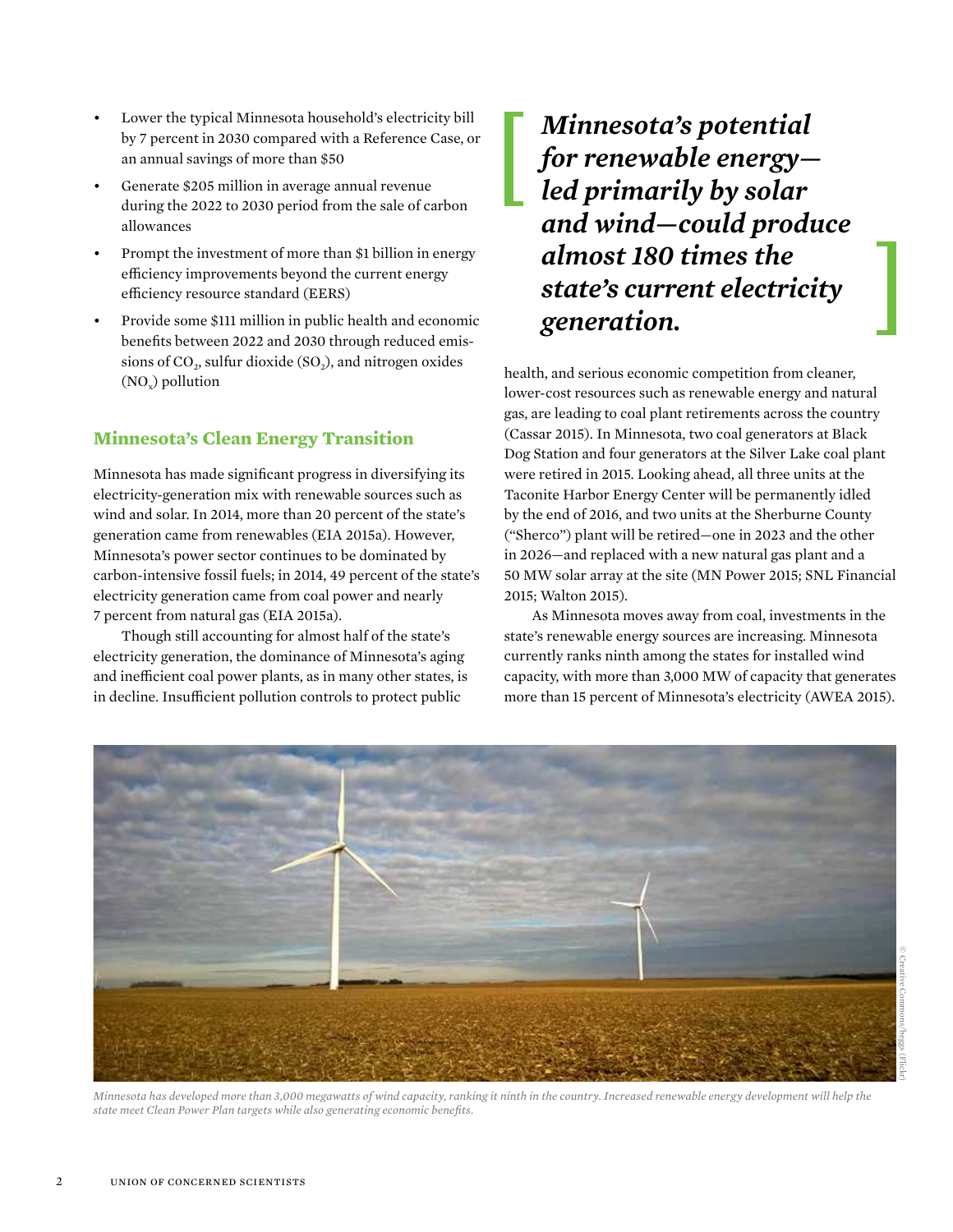- Lower the typical Minnesota household's electricity bill by 7 percent in 2030 compared with a Reference Case, or an annual savings of more than $50
- Generate $205 million in average annual revenue during the 2022 to 2030 period from the sale of carbon allowances
- Prompt the investment of more than $1 billion in energy efficiency improvements beyond the current energy efficiency resource standard (EERS)
- Provide some $111 million in public health and economic benefits between 2022 and 2030 through reduced emissions of $CO_2$, sulfur dioxide ($SO_2$), and nitrogen oxides ($NO_x$) pollution

## Minnesota's Clean Energy Transition

Minnesota has made significant progress in diversifying its electricity-generation mix with renewable sources such as wind and solar. In 2014, more than 20 percent of the state's generation came from renewables (EIA 2015a). However, Minnesota's power sector continues to be dominated by carbon-intensive fossil fuels; in 2014, 49 percent of the state's electricity generation came from coal power and nearly 7 percent from natural gas (EIA 2015a).

Though still accounting for almost half of the state's electricity generation, the dominance of Minnesota's aging and inefficient coal power plants, as in many other states, is in decline. Insufficient pollution controls to protect public health, and serious economic competition from cleaner, lower-cost resources such as renewable energy and natural gas, are leading to coal plant retirements across the country (Cassar 2015). In Minnesota, two coal generators at Black Dog Station and four generators at the Silver Lake coal plant were retired in 2015. Looking ahead, all three units at the Taconite Harbor Energy Center will be permanently idled by the end of 2016, and two units at the Sherburne County ("Sherco") plant will be retired—one in 2023 and the other in 2026—and replaced with a new natural gas plant and a 50 MW solar array at the site (MN Power 2015; SNL Financial 2015; Walton 2015).

> ***Minnesota's potential for renewable energy—led primarily by solar and wind—could produce almost 180 times the state's current electricity generation.***

As Minnesota moves away from coal, investments in the state's renewable energy sources are increasing. Minnesota currently ranks ninth among the states for installed wind capacity, with more than 3,000 MW of capacity that generates more than 15 percent of Minnesota's electricity (AWEA 2015).

*Minnesota has developed more than 3,000 megawatts of wind capacity, ranking it ninth in the country. Increased renewable energy development will help the state meet Clean Power Plan targets while also generating economic benefits.*

© Creative Commons/beggs (Flickr)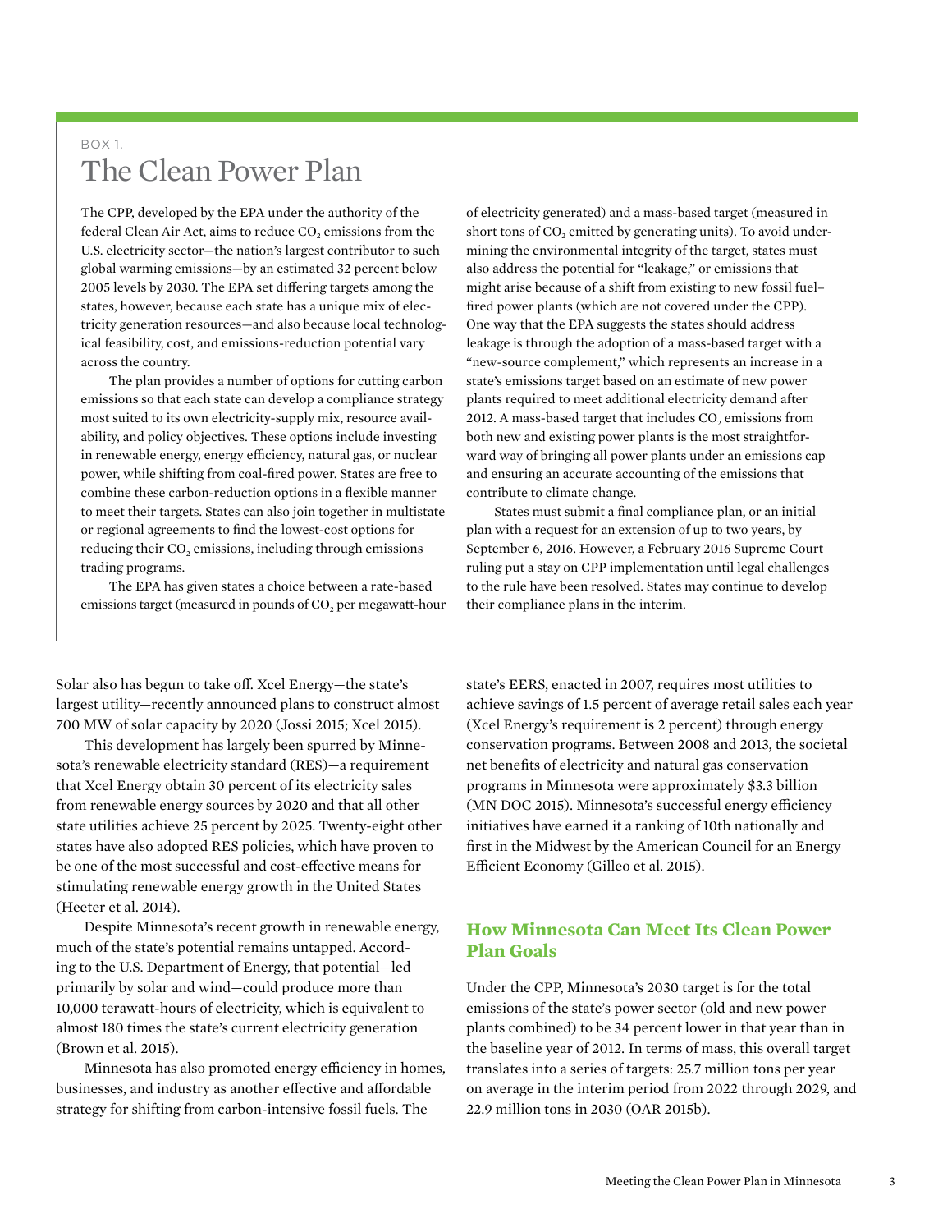BOX 1.

## The Clean Power Plan

The CPP, developed by the EPA under the authority of the federal Clean Air Act, aims to reduce $CO_2$ emissions from the U.S. electricity sector—the nation's largest contributor to such global warming emissions—by an estimated 32 percent below 2005 levels by 2030. The EPA set differing targets among the states, however, because each state has a unique mix of electricity generation resources—and also because local technological feasibility, cost, and emissions-reduction potential vary across the country.

The plan provides a number of options for cutting carbon emissions so that each state can develop a compliance strategy most suited to its own electricity-supply mix, resource availability, and policy objectives. These options include investing in renewable energy, energy efficiency, natural gas, or nuclear power, while shifting from coal-fired power. States are free to combine these carbon-reduction options in a flexible manner to meet their targets. States can also join together in multistate or regional agreements to find the lowest-cost options for reducing their $CO_2$ emissions, including through emissions trading programs.

The EPA has given states a choice between a rate-based emissions target (measured in pounds of $CO_2$ per megawatt-hour of electricity generated) and a mass-based target (measured in short tons of $CO_2$ emitted by generating units). To avoid undermining the environmental integrity of the target, states must also address the potential for "leakage," or emissions that might arise because of a shift from existing to new fossil fuel–fired power plants (which are not covered under the CPP). One way that the EPA suggests the states should address leakage is through the adoption of a mass-based target with a "new-source complement," which represents an increase in a state's emissions target based on an estimate of new power plants required to meet additional electricity demand after 2012. A mass-based target that includes $CO_2$ emissions from both new and existing power plants is the most straightforward way of bringing all power plants under an emissions cap and ensuring an accurate accounting of the emissions that contribute to climate change.

States must submit a final compliance plan, or an initial plan with a request for an extension of up to two years, by September 6, 2016. However, a February 2016 Supreme Court ruling put a stay on CPP implementation until legal challenges to the rule have been resolved. States may continue to develop their compliance plans in the interim.

---

Solar also has begun to take off. Xcel Energy—the state's largest utility—recently announced plans to construct almost 700 MW of solar capacity by 2020 (Jossi 2015; Xcel 2015).

This development has largely been spurred by Minnesota's renewable electricity standard (RES)—a requirement that Xcel Energy obtain 30 percent of its electricity sales from renewable energy sources by 2020 and that all other state utilities achieve 25 percent by 2025. Twenty-eight other states have also adopted RES policies, which have proven to be one of the most successful and cost-effective means for stimulating renewable energy growth in the United States (Heeter et al. 2014).

Despite Minnesota's recent growth in renewable energy, much of the state's potential remains untapped. According to the U.S. Department of Energy, that potential—led primarily by solar and wind—could produce more than 10,000 terawatt-hours of electricity, which is equivalent to almost 180 times the state's current electricity generation (Brown et al. 2015).

Minnesota has also promoted energy efficiency in homes, businesses, and industry as another effective and affordable strategy for shifting from carbon-intensive fossil fuels. The state's EERS, enacted in 2007, requires most utilities to achieve savings of 1.5 percent of average retail sales each year (Xcel Energy's requirement is 2 percent) through energy conservation programs. Between 2008 and 2013, the societal net benefits of electricity and natural gas conservation programs in Minnesota were approximately $3.3 billion (MN DOC 2015). Minnesota's successful energy efficiency initiatives have earned it a ranking of 10th nationally and first in the Midwest by the American Council for an Energy Efficient Economy (Gilleo et al. 2015).

## How Minnesota Can Meet Its Clean Power Plan Goals

Under the CPP, Minnesota's 2030 target is for the total emissions of the state's power sector (old and new power plants combined) to be 34 percent lower in that year than in the baseline year of 2012. In terms of mass, this overall target translates into a series of targets: 25.7 million tons per year on average in the interim period from 2022 through 2029, and 22.9 million tons in 2030 (OAR 2015b).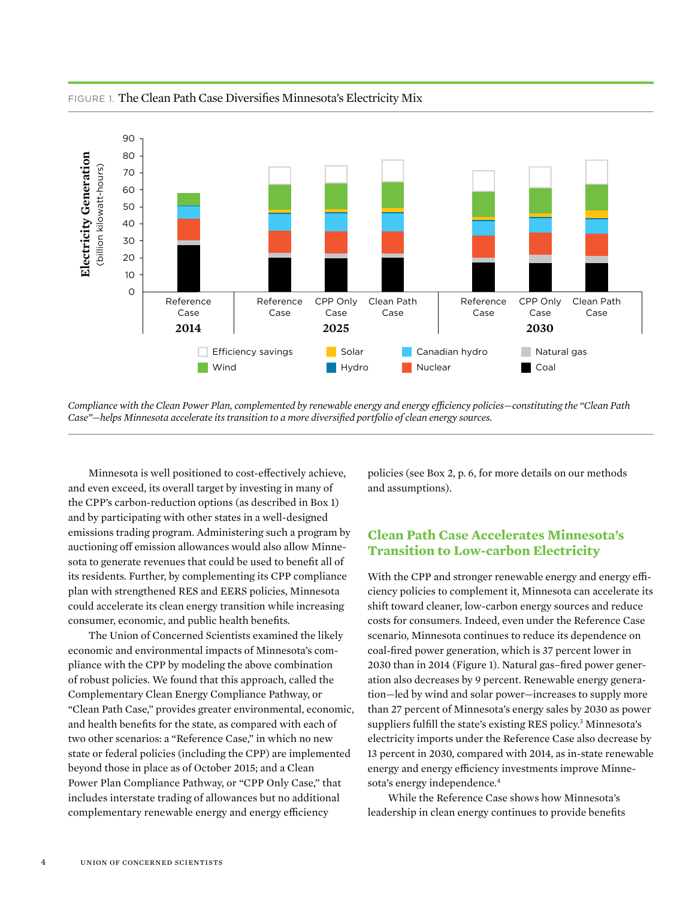FIGURE 1. The Clean Path Case Diversifies Minnesota's Electricity Mix

*Compliance with the Clean Power Plan, complemented by renewable energy and energy efficiency policies—constituting the "Clean Path Case"—helps Minnesota accelerate its transition to a more diversified portfolio of clean energy sources.*

Minnesota is well positioned to cost-effectively achieve, and even exceed, its overall target by investing in many of the CPP's carbon-reduction options (as described in Box 1) and by participating with other states in a well-designed emissions trading program. Administering such a program by auctioning off emission allowances would also allow Minnesota to generate revenues that could be used to benefit all of its residents. Further, by complementing its CPP compliance plan with strengthened RES and EERS policies, Minnesota could accelerate its clean energy transition while increasing consumer, economic, and public health benefits.

The Union of Concerned Scientists examined the likely economic and environmental impacts of Minnesota's compliance with the CPP by modeling the above combination of robust policies. We found that this approach, called the Complementary Clean Energy Compliance Pathway, or "Clean Path Case," provides greater environmental, economic, and health benefits for the state, as compared with each of two other scenarios: a "Reference Case," in which no new state or federal policies (including the CPP) are implemented beyond those in place as of October 2015; and a Clean Power Plan Compliance Pathway, or "CPP Only Case," that includes interstate trading of allowances but no additional complementary renewable energy and energy efficiency policies (see Box 2, p. 6, for more details on our methods and assumptions).

## Clean Path Case Accelerates Minnesota's Transition to Low-carbon Electricity

With the CPP and stronger renewable energy and energy efficiency policies to complement it, Minnesota can accelerate its shift toward cleaner, low-carbon energy sources and reduce costs for consumers. Indeed, even under the Reference Case scenario, Minnesota continues to reduce its dependence on coal-fired power generation, which is 37 percent lower in 2030 than in 2014 (Figure 1). Natural gas–fired power generation also decreases by 9 percent. Renewable energy generation—led by wind and solar power—increases to supply more than 27 percent of Minnesota's energy sales by 2030 as power suppliers fulfill the state's existing RES policy.[3] Minnesota's electricity imports under the Reference Case also decrease by 13 percent in 2030, compared with 2014, as in-state renewable energy and energy efficiency investments improve Minnesota's energy independence.[4]

While the Reference Case shows how Minnesota's leadership in clean energy continues to provide benefits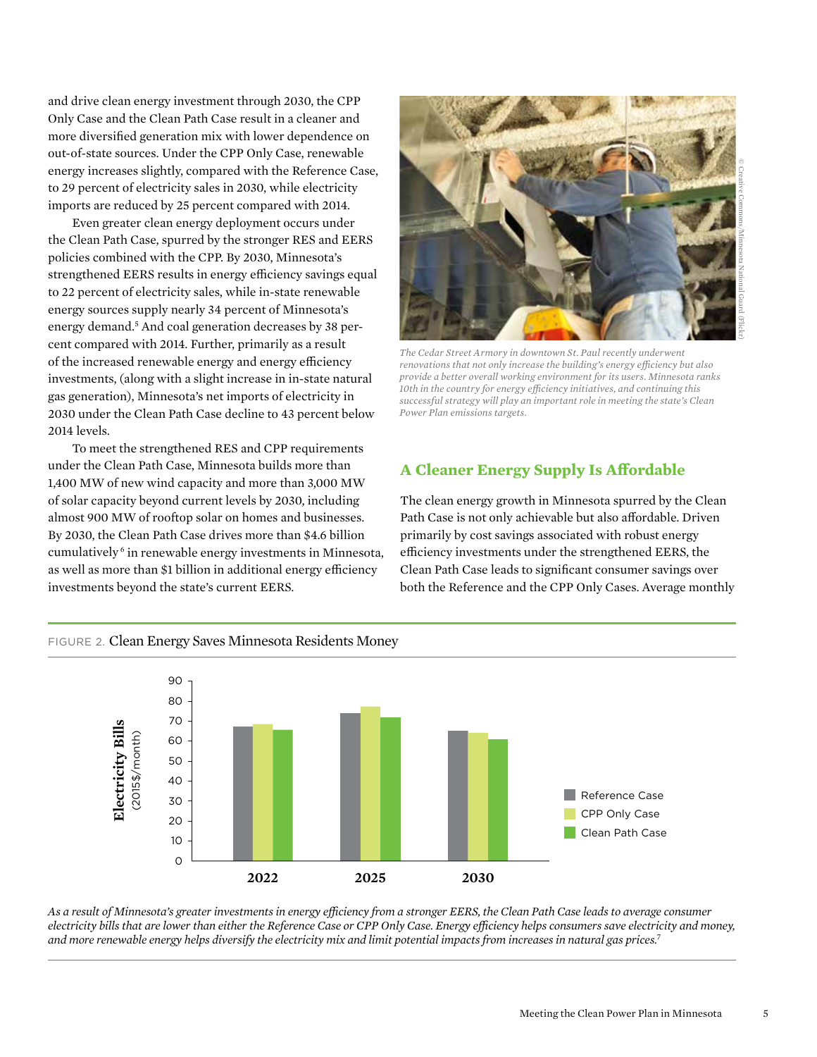and drive clean energy investment through 2030, the CPP Only Case and the Clean Path Case result in a cleaner and more diversified generation mix with lower dependence on out-of-state sources. Under the CPP Only Case, renewable energy increases slightly, compared with the Reference Case, to 29 percent of electricity sales in 2030, while electricity imports are reduced by 25 percent compared with 2014.

Even greater clean energy deployment occurs under the Clean Path Case, spurred by the stronger RES and EERS policies combined with the CPP. By 2030, Minnesota's strengthened EERS results in energy efficiency savings equal to 22 percent of electricity sales, while in-state renewable energy sources supply nearly 34 percent of Minnesota's energy demand.[5] And coal generation decreases by 38 percent compared with 2014. Further, primarily as a result of the increased renewable energy and energy efficiency investments, (along with a slight increase in in-state natural gas generation), Minnesota's net imports of electricity in 2030 under the Clean Path Case decline to 43 percent below 2014 levels.

To meet the strengthened RES and CPP requirements under the Clean Path Case, Minnesota builds more than 1,400 MW of new wind capacity and more than 3,000 MW of solar capacity beyond current levels by 2030, including almost 900 MW of rooftop solar on homes and businesses. By 2030, the Clean Path Case drives more than $4.6 billion cumulatively[6] in renewable energy investments in Minnesota, as well as more than $1 billion in additional energy efficiency investments beyond the state's current EERS.

© Creative Commons/Minnesota National Guard (Flickr)

*The Cedar Street Armory in downtown St. Paul recently underwent renovations that not only increase the building's energy efficiency but also provide a better overall working environment for its users. Minnesota ranks 10th in the country for energy efficiency initiatives, and continuing this successful strategy will play an important role in meeting the state's Clean Power Plan emissions targets.*

## A Cleaner Energy Supply Is Affordable

The clean energy growth in Minnesota spurred by the Clean Path Case is not only achievable but also affordable. Driven primarily by cost savings associated with robust energy efficiency investments under the strengthened EERS, the Clean Path Case leads to significant consumer savings over both the Reference and the CPP Only Cases. Average monthly

FIGURE 2. Clean Energy Saves Minnesota Residents Money

*As a result of Minnesota's greater investments in energy efficiency from a stronger EERS, the Clean Path Case leads to average consumer electricity bills that are lower than either the Reference Case or CPP Only Case. Energy efficiency helps consumers save electricity and money, and more renewable energy helps diversify the electricity mix and limit potential impacts from increases in natural gas prices.*[7]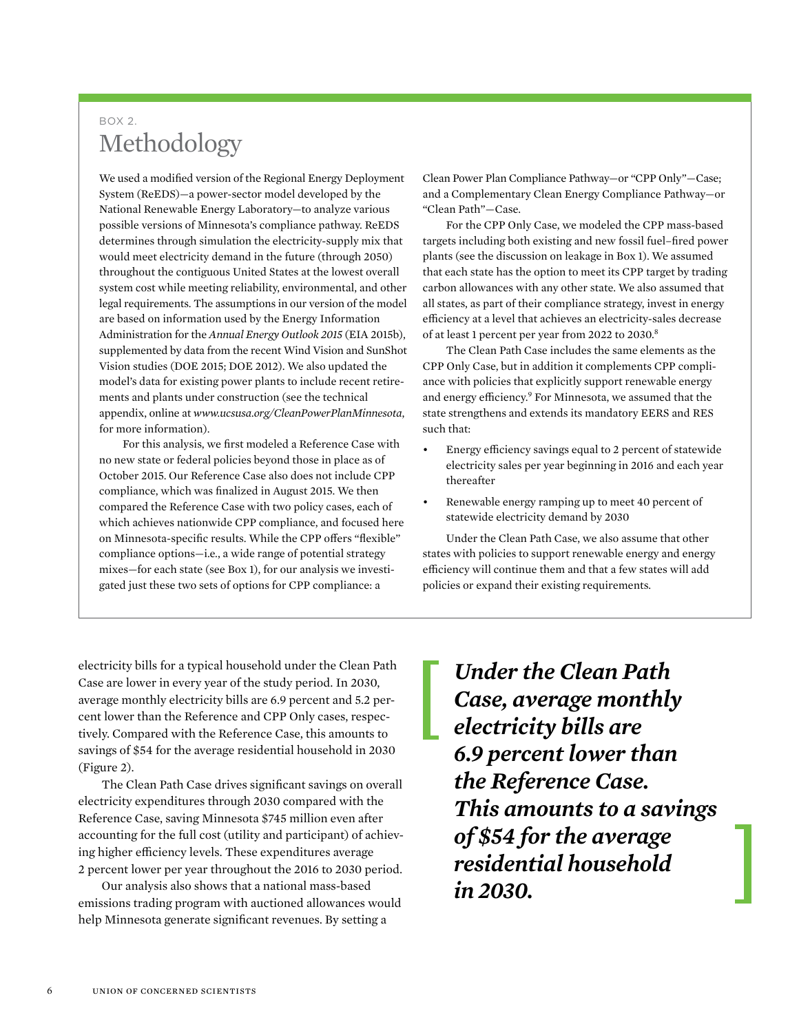BOX 2.

## Methodology

We used a modified version of the Regional Energy Deployment System (ReEDS)—a power-sector model developed by the National Renewable Energy Laboratory—to analyze various possible versions of Minnesota's compliance pathway. ReEDS determines through simulation the electricity-supply mix that would meet electricity demand in the future (through 2050) throughout the contiguous United States at the lowest overall system cost while meeting reliability, environmental, and other legal requirements. The assumptions in our version of the model are based on information used by the Energy Information Administration for the *Annual Energy Outlook 2015* (EIA 2015b), supplemented by data from the recent Wind Vision and SunShot Vision studies (DOE 2015; DOE 2012). We also updated the model's data for existing power plants to include recent retirements and plants under construction (see the technical appendix, online at *www.ucsusa.org/CleanPowerPlanMinnesota*, for more information).

For this analysis, we first modeled a Reference Case with no new state or federal policies beyond those in place as of October 2015. Our Reference Case also does not include CPP compliance, which was finalized in August 2015. We then compared the Reference Case with two policy cases, each of which achieves nationwide CPP compliance, and focused here on Minnesota-specific results. While the CPP offers "flexible" compliance options—i.e., a wide range of potential strategy mixes—for each state (see Box 1), for our analysis we investigated just these two sets of options for CPP compliance: a Clean Power Plan Compliance Pathway—or "CPP Only"—Case; and a Complementary Clean Energy Compliance Pathway—or "Clean Path"—Case.

For the CPP Only Case, we modeled the CPP mass-based targets including both existing and new fossil fuel–fired power plants (see the discussion on leakage in Box 1). We assumed that each state has the option to meet its CPP target by trading carbon allowances with any other state. We also assumed that all states, as part of their compliance strategy, invest in energy efficiency at a level that achieves an electricity-sales decrease of at least 1 percent per year from 2022 to 2030.[8]

The Clean Path Case includes the same elements as the CPP Only Case, but in addition it complements CPP compliance with policies that explicitly support renewable energy and energy efficiency.[9] For Minnesota, we assumed that the state strengthens and extends its mandatory EERS and RES such that:

- Energy efficiency savings equal to 2 percent of statewide electricity sales per year beginning in 2016 and each year thereafter
- Renewable energy ramping up to meet 40 percent of statewide electricity demand by 2030

Under the Clean Path Case, we also assume that other states with policies to support renewable energy and energy efficiency will continue them and that a few states will add policies or expand their existing requirements.

electricity bills for a typical household under the Clean Path Case are lower in every year of the study period. In 2030, average monthly electricity bills are 6.9 percent and 5.2 percent lower than the Reference and CPP Only cases, respectively. Compared with the Reference Case, this amounts to savings of $54 for the average residential household in 2030 (Figure 2).

The Clean Path Case drives significant savings on overall electricity expenditures through 2030 compared with the Reference Case, saving Minnesota $745 million even after accounting for the full cost (utility and participant) of achieving higher efficiency levels. These expenditures average 2 percent lower per year throughout the 2016 to 2030 period.

Our analysis also shows that a national mass-based emissions trading program with auctioned allowances would help Minnesota generate significant revenues. By setting a

> ***Under the Clean Path Case, average monthly electricity bills are 6.9 percent lower than the Reference Case. This amounts to a savings of $54 for the average residential household in 2030.***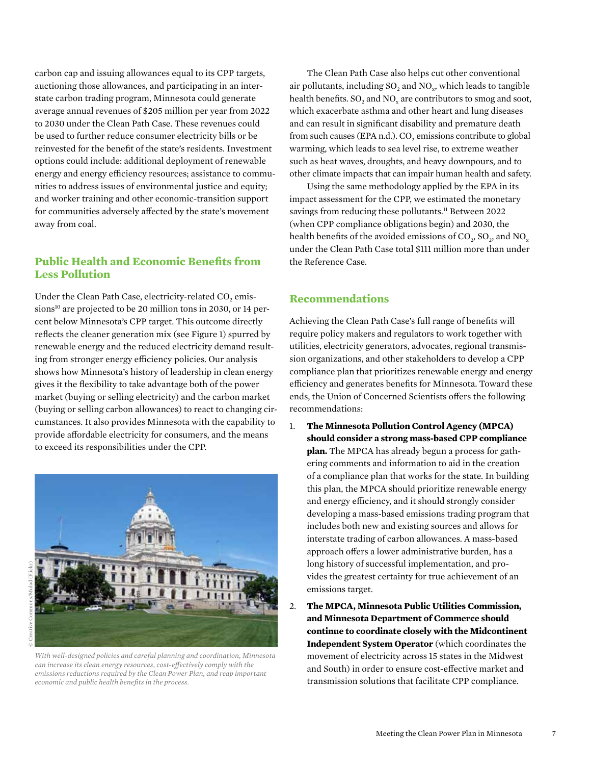carbon cap and issuing allowances equal to its CPP targets, auctioning those allowances, and participating in an interstate carbon trading program, Minnesota could generate average annual revenues of $205 million per year from 2022 to 2030 under the Clean Path Case. These revenues could be used to further reduce consumer electricity bills or be reinvested for the benefit of the state's residents. Investment options could include: additional deployment of renewable energy and energy efficiency resources; assistance to communities to address issues of environmental justice and equity; and worker training and other economic-transition support for communities adversely affected by the state's movement away from coal.

## Public Health and Economic Benefits from Less Pollution

Under the Clean Path Case, electricity-related $CO_2$ emissions[10] are projected to be 20 million tons in 2030, or 14 percent below Minnesota's CPP target. This outcome directly reflects the cleaner generation mix (see Figure 1) spurred by renewable energy and the reduced electricity demand resulting from stronger energy efficiency policies. Our analysis shows how Minnesota's history of leadership in clean energy gives it the flexibility to take advantage both of the power market (buying or selling electricity) and the carbon market (buying or selling carbon allowances) to react to changing circumstances. It also provides Minnesota with the capability to provide affordable electricity for consumers, and the means to exceed its responsibilities under the CPP.

© Creative Commons/Mulad (Flickr)

*With well-designed policies and careful planning and coordination, Minnesota can increase its clean energy resources, cost-effectively comply with the emissions reductions required by the Clean Power Plan, and reap important economic and public health benefits in the process.*

The Clean Path Case also helps cut other conventional air pollutants, including $SO_2$ and $NO_x$, which leads to tangible health benefits. $SO_2$ and $NO_x$ are contributors to smog and soot, which exacerbate asthma and other heart and lung diseases and can result in significant disability and premature death from such causes (EPA n.d.). $CO_2$ emissions contribute to global warming, which leads to sea level rise, to extreme weather such as heat waves, droughts, and heavy downpours, and to other climate impacts that can impair human health and safety.

Using the same methodology applied by the EPA in its impact assessment for the CPP, we estimated the monetary savings from reducing these pollutants.[11] Between 2022 (when CPP compliance obligations begin) and 2030, the health benefits of the avoided emissions of $CO_2$, $SO_2$, and $NO_x$ under the Clean Path Case total $111 million more than under the Reference Case.

## Recommendations

Achieving the Clean Path Case's full range of benefits will require policy makers and regulators to work together with utilities, electricity generators, advocates, regional transmission organizations, and other stakeholders to develop a CPP compliance plan that prioritizes renewable energy and energy efficiency and generates benefits for Minnesota. Toward these ends, the Union of Concerned Scientists offers the following recommendations:

1. **The Minnesota Pollution Control Agency (MPCA) should consider a strong mass-based CPP compliance plan.** The MPCA has already begun a process for gathering comments and information to aid in the creation of a compliance plan that works for the state. In building this plan, the MPCA should prioritize renewable energy and energy efficiency, and it should strongly consider developing a mass-based emissions trading program that includes both new and existing sources and allows for interstate trading of carbon allowances. A mass-based approach offers a lower administrative burden, has a long history of successful implementation, and provides the greatest certainty for true achievement of an emissions target.
2. **The MPCA, Minnesota Public Utilities Commission, and Minnesota Department of Commerce should continue to coordinate closely with the Midcontinent Independent System Operator** (which coordinates the movement of electricity across 15 states in the Midwest and South) in order to ensure cost-effective market and transmission solutions that facilitate CPP compliance.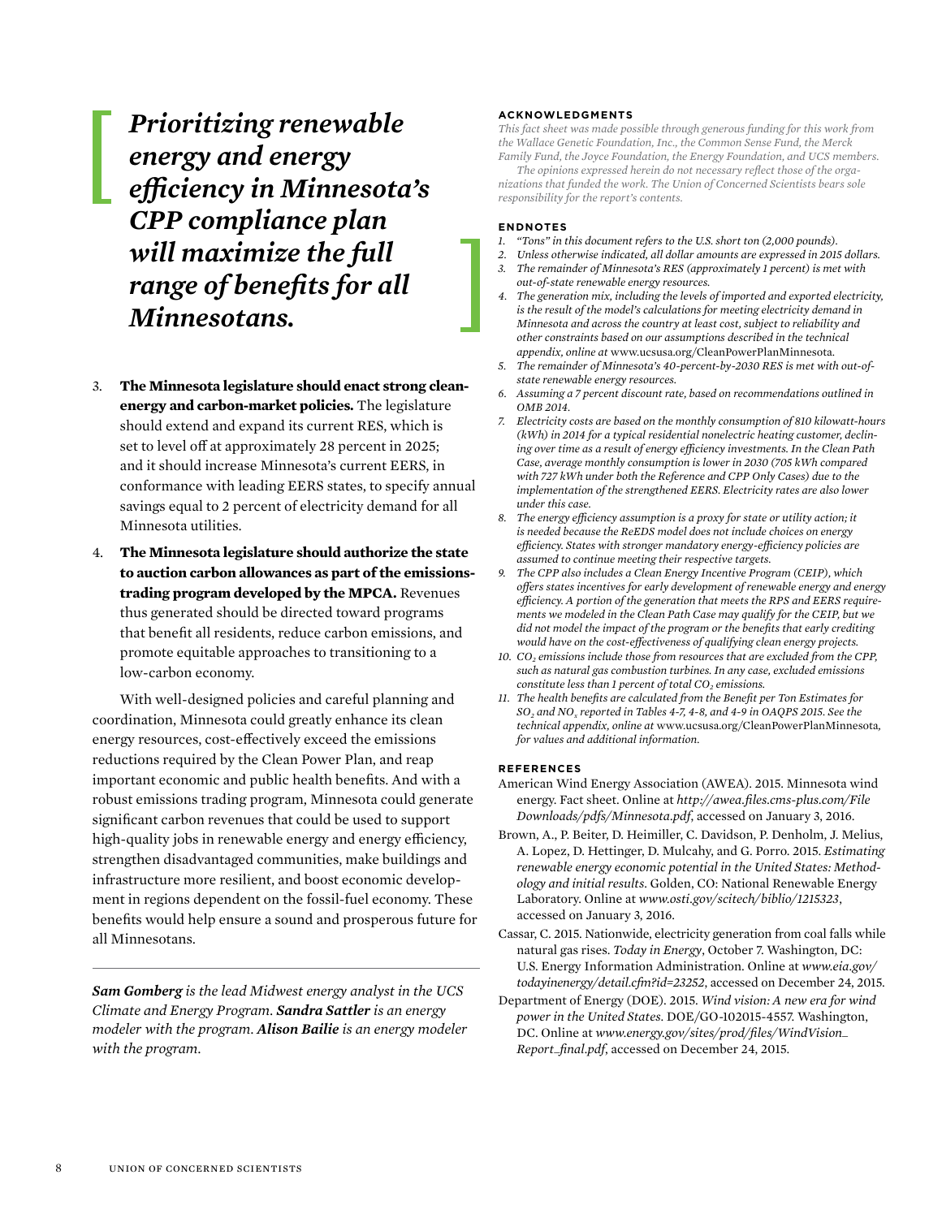> ***Prioritizing renewable energy and energy efficiency in Minnesota's CPP compliance plan will maximize the full range of benefits for all Minnesotans.***

3. **The Minnesota legislature should enact strong clean-energy and carbon-market policies.** The legislature should extend and expand its current RES, which is set to level off at approximately 28 percent in 2025; and it should increase Minnesota's current EERS, in conformance with leading EERS states, to specify annual savings equal to 2 percent of electricity demand for all Minnesota utilities.

4. **The Minnesota legislature should authorize the state to auction carbon allowances as part of the emissions-trading program developed by the MPCA.** Revenues thus generated should be directed toward programs that benefit all residents, reduce carbon emissions, and promote equitable approaches to transitioning to a low-carbon economy.

With well-designed policies and careful planning and coordination, Minnesota could greatly enhance its clean energy resources, cost-effectively exceed the emissions reductions required by the Clean Power Plan, and reap important economic and public health benefits. And with a robust emissions trading program, Minnesota could generate significant carbon revenues that could be used to support high-quality jobs in renewable energy and energy efficiency, strengthen disadvantaged communities, make buildings and infrastructure more resilient, and boost economic development in regions dependent on the fossil-fuel economy. These benefits would help ensure a sound and prosperous future for all Minnesotans.

---

***Sam Gomberg*** *is the lead Midwest energy analyst in the UCS Climate and Energy Program.* ***Sandra Sattler*** *is an energy modeler with the program.* ***Alison Bailie*** *is an energy modeler with the program.*

#### ACKNOWLEDGMENTS

*This fact sheet was made possible through generous funding for this work from the Wallace Genetic Foundation, Inc., the Common Sense Fund, the Merck Family Fund, the Joyce Foundation, the Energy Foundation, and UCS members.*

*The opinions expressed herein do not necessary reflect those of the organizations that funded the work. The Union of Concerned Scientists bears sole responsibility for the report's contents.*

#### ENDNOTES

1. *"Tons" in this document refers to the U.S. short ton (2,000 pounds).*
2. *Unless otherwise indicated, all dollar amounts are expressed in 2015 dollars.*
3. *The remainder of Minnesota's RES (approximately 1 percent) is met with out-of-state renewable energy resources.*
4. *The generation mix, including the levels of imported and exported electricity, is the result of the model's calculations for meeting electricity demand in Minnesota and across the country at least cost, subject to reliability and other constraints based on our assumptions described in the technical appendix, online at* www.ucsusa.org/CleanPowerPlanMinnesota.
5. *The remainder of Minnesota's 40-percent-by-2030 RES is met with out-of-state renewable energy resources.*
6. *Assuming a 7 percent discount rate, based on recommendations outlined in OMB 2014.*
7. *Electricity costs are based on the monthly consumption of 810 kilowatt-hours (kWh) in 2014 for a typical residential nonelectric heating customer, declining over time as a result of energy efficiency investments. In the Clean Path Case, average monthly consumption is lower in 2030 (705 kWh compared with 727 kWh under both the Reference and CPP Only Cases) due to the implementation of the strengthened EERS. Electricity rates are also lower under this case.*
8. *The energy efficiency assumption is a proxy for state or utility action; it is needed because the ReEDS model does not include choices on energy efficiency. States with stronger mandatory energy-efficiency policies are assumed to continue meeting their respective targets.*
9. *The CPP also includes a Clean Energy Incentive Program (CEIP), which offers states incentives for early development of renewable energy and energy efficiency. A portion of the generation that meets the RPS and EERS requirements we modeled in the Clean Path Case may qualify for the CEIP, but we did not model the impact of the program or the benefits that early crediting would have on the cost-effectiveness of qualifying clean energy projects.*
10. *$CO_2$ emissions include those from resources that are excluded from the CPP, such as natural gas combustion turbines. In any case, excluded emissions constitute less than 1 percent of total $CO_2$ emissions.*
11. *The health benefits are calculated from the Benefit per Ton Estimates for $SO_2$ and $NO_x$ reported in Tables 4-7, 4-8, and 4-9 in OAQPS 2015. See the technical appendix, online at* www.ucsusa.org/CleanPowerPlanMinnesota, *for values and additional information.*

#### REFERENCES

American Wind Energy Association (AWEA). 2015. Minnesota wind energy. Fact sheet. Online at *http://awea.files.cms-plus.com/FileDownloads/pdfs/Minnesota.pdf*, accessed on January 3, 2016.

Brown, A., P. Beiter, D. Heimiller, C. Davidson, P. Denholm, J. Melius, A. Lopez, D. Hettinger, D. Mulcahy, and G. Porro. 2015. *Estimating renewable energy economic potential in the United States: Methodology and initial results*. Golden, CO: National Renewable Energy Laboratory. Online at *www.osti.gov/scitech/biblio/1215323*, accessed on January 3, 2016.

Cassar, C. 2015. Nationwide, electricity generation from coal falls while natural gas rises. *Today in Energy*, October 7. Washington, DC: U.S. Energy Information Administration. Online at *www.eia.gov/todayinenergy/detail.cfm?id=23252*, accessed on December 24, 2015.

Department of Energy (DOE). 2015. *Wind vision: A new era for wind power in the United States*. DOE/GO-102015-4557. Washington, DC. Online at *www.energy.gov/sites/prod/files/WindVision_Report_final.pdf*, accessed on December 24, 2015.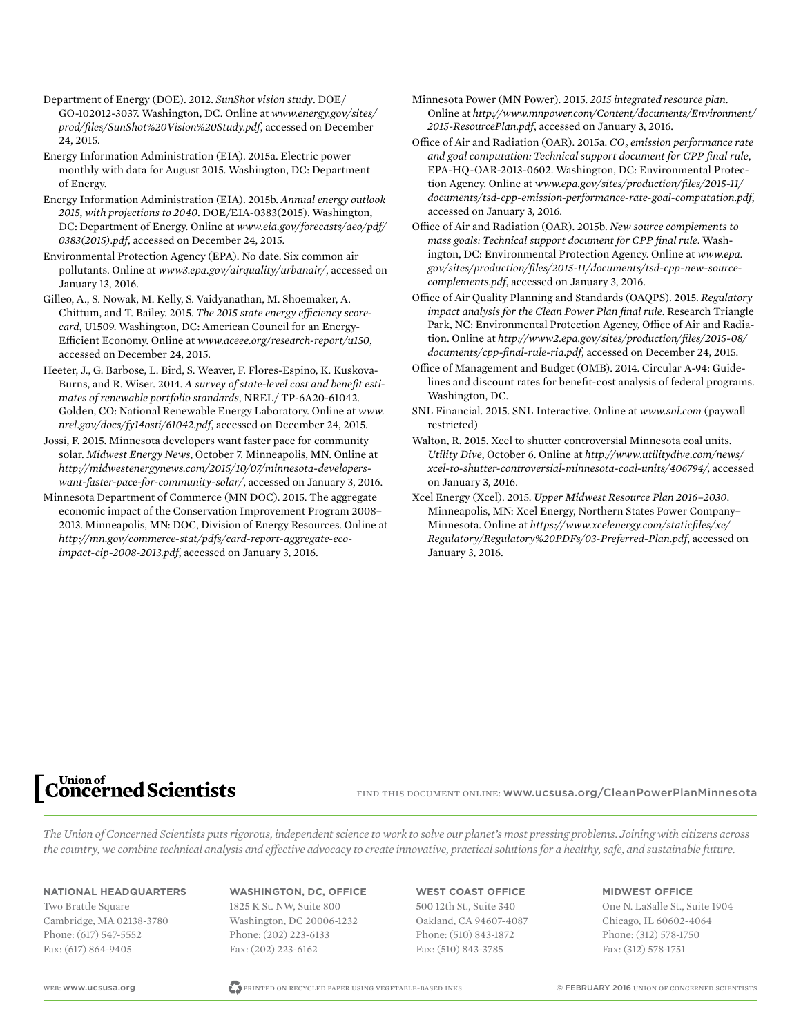Department of Energy (DOE). 2012. *SunShot vision study*. DOE/GO-102012-3037. Washington, DC. Online at *www.energy.gov/sites/prod/files/SunShot%20Vision%20Study.pdf*, accessed on December 24, 2015.

Energy Information Administration (EIA). 2015a. Electric power monthly with data for August 2015. Washington, DC: Department of Energy.

Energy Information Administration (EIA). 2015b. *Annual energy outlook 2015, with projections to 2040*. DOE/EIA-0383(2015). Washington, DC: Department of Energy. Online at *www.eia.gov/forecasts/aeo/pdf/0383(2015).pdf*, accessed on December 24, 2015.

Environmental Protection Agency (EPA). No date. Six common air pollutants. Online at *www3.epa.gov/airquality/urbanair/*, accessed on January 13, 2016.

Gilleo, A., S. Nowak, M. Kelly, S. Vaidyanathan, M. Shoemaker, A. Chittum, and T. Bailey. 2015. *The 2015 state energy efficiency scorecard*, U1509. Washington, DC: American Council for an Energy-Efficient Economy. Online at *www.aceee.org/research-report/u150*, accessed on December 24, 2015.

Heeter, J., G. Barbose, L. Bird, S. Weaver, F. Flores-Espino, K. Kuskova-Burns, and R. Wiser. 2014. *A survey of state-level cost and benefit estimates of renewable portfolio standards*, NREL/ TP-6A20-61042. Golden, CO: National Renewable Energy Laboratory. Online at *www.nrel.gov/docs/fy14osti/61042.pdf*, accessed on December 24, 2015.

Jossi, F. 2015. Minnesota developers want faster pace for community solar. *Midwest Energy News*, October 7. Minneapolis, MN. Online at *http://midwestenergynews.com/2015/10/07/minnesota-developers-want-faster-pace-for-community-solar/*, accessed on January 3, 2016.

Minnesota Department of Commerce (MN DOC). 2015. The aggregate economic impact of the Conservation Improvement Program 2008–2013. Minneapolis, MN: DOC, Division of Energy Resources. Online at *http://mn.gov/commerce-stat/pdfs/card-report-aggregate-eco-impact-cip-2008-2013.pdf*, accessed on January 3, 2016.

Minnesota Power (MN Power). 2015. *2015 integrated resource plan*. Online at *http://www.mnpower.com/Content/documents/Environment/2015-ResourcePlan.pdf*, accessed on January 3, 2016.

Office of Air and Radiation (OAR). 2015a. *$CO_2$ emission performance rate and goal computation: Technical support document for CPP final rule*, EPA-HQ-OAR-2013-0602. Washington, DC: Environmental Protection Agency. Online at *www.epa.gov/sites/production/files/2015-11/documents/tsd-cpp-emission-performance-rate-goal-computation.pdf*, accessed on January 3, 2016.

Office of Air and Radiation (OAR). 2015b. *New source complements to mass goals: Technical support document for CPP final rule*. Washington, DC: Environmental Protection Agency. Online at *www.epa.gov/sites/production/files/2015-11/documents/tsd-cpp-new-source-complements.pdf*, accessed on January 3, 2016.

Office of Air Quality Planning and Standards (OAQPS). 2015. *Regulatory impact analysis for the Clean Power Plan final rule*. Research Triangle Park, NC: Environmental Protection Agency, Office of Air and Radiation. Online at *http://www2.epa.gov/sites/production/files/2015-08/documents/cpp-final-rule-ria.pdf*, accessed on December 24, 2015.

Office of Management and Budget (OMB). 2014. Circular A-94: Guidelines and discount rates for benefit-cost analysis of federal programs. Washington, DC.

SNL Financial. 2015. SNL Interactive. Online at *www.snl.com* (paywall restricted)

Walton, R. 2015. Xcel to shutter controversial Minnesota coal units. *Utility Dive*, October 6. Online at *http://www.utilitydive.com/news/xcel-to-shutter-controversial-minnesota-coal-units/406794/*, accessed on January 3, 2016.

Xcel Energy (Xcel). 2015. *Upper Midwest Resource Plan 2016–2030*. Minneapolis, MN: Xcel Energy, Northern States Power Company–Minnesota. Online at *https://www.xcelenergy.com/staticfiles/xe/Regulatory/Regulatory%20PDFs/03-Preferred-Plan.pdf*, accessed on January 3, 2016.

**Union of Concerned Scientists**

FIND THIS DOCUMENT ONLINE: www.ucsusa.org/CleanPowerPlanMinnesota

*The Union of Concerned Scientists puts rigorous, independent science to work to solve our planet's most pressing problems. Joining with citizens across the country, we combine technical analysis and effective advocacy to create innovative, practical solutions for a healthy, safe, and sustainable future.*

**NATIONAL HEADQUARTERS**
Two Brattle Square
Cambridge, MA 02138-3780
Phone: (617) 547-5552
Fax: (617) 864-9405

**WASHINGTON, DC, OFFICE**
1825 K St. NW, Suite 800
Washington, DC 20006-1232
Phone: (202) 223-6133
Fax: (202) 223-6162

**WEST COAST OFFICE**
500 12th St., Suite 340
Oakland, CA 94607-4087
Phone: (510) 843-1872
Fax: (510) 843-3785

**MIDWEST OFFICE**
One N. LaSalle St., Suite 1904
Chicago, IL 60602-4064
Phone: (312) 578-1750
Fax: (312) 578-1751

WEB: www.ucsusa.org

PRINTED ON RECYCLED PAPER USING VEGETABLE-BASED INKS

© FEBRUARY 2016 UNION OF CONCERNED SCIENTISTS